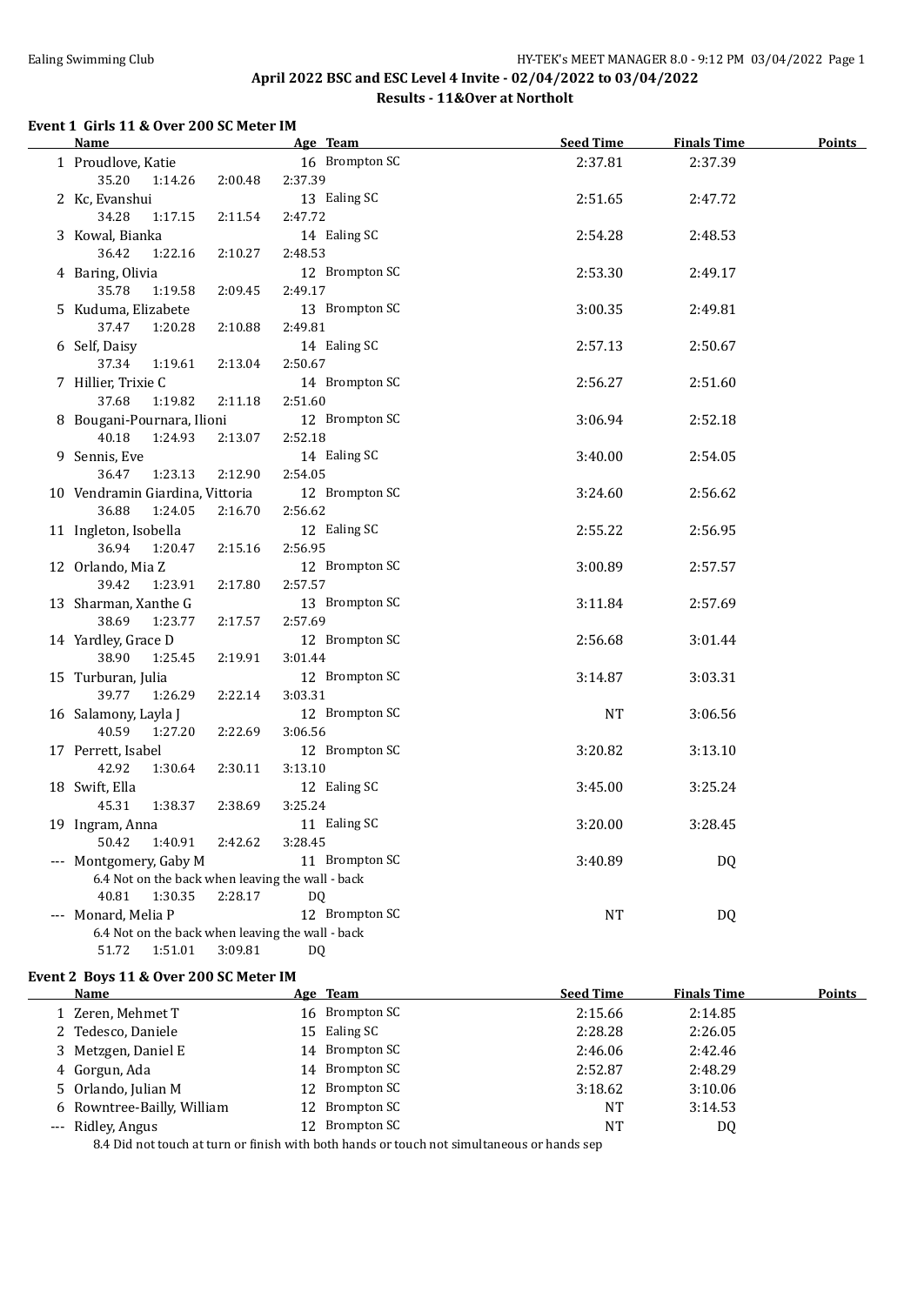## April 2022 BSC and ESC Level 4 Invite - 02/04/2022 to 03/04/2022

### Results - 11&Over at Northolt

#### Event 1 Girls 11 & Over 200 SC Meter IM

| | Name | Age | Team | Seed Time | Finals Time | Points |
|---|---|---|---|---|---|---|
| 1 | Proudlove, Katie | 16 | Brompton SC | 2:37.81 | 2:37.39 | |
| | 35.20 1:14.26 2:00.48 2:37.39 | | | | | |
| 2 | Kc, Evanshui | 13 | Ealing SC | 2:51.65 | 2:47.72 | |
| | 34.28 1:17.15 2:11.54 2:47.72 | | | | | |
| 3 | Kowal, Bianka | 14 | Ealing SC | 2:54.28 | 2:48.53 | |
| | 36.42 1:22.16 2:10.27 2:48.53 | | | | | |
| 4 | Baring, Olivia | 12 | Brompton SC | 2:53.30 | 2:49.17 | |
| | 35.78 1:19.58 2:09.45 2:49.17 | | | | | |
| 5 | Kuduma, Elizabete | 13 | Brompton SC | 3:00.35 | 2:49.81 | |
| | 37.47 1:20.28 2:10.88 2:49.81 | | | | | |
| 6 | Self, Daisy | 14 | Ealing SC | 2:57.13 | 2:50.67 | |
| | 37.34 1:19.61 2:13.04 2:50.67 | | | | | |
| 7 | Hillier, Trixie C | 14 | Brompton SC | 2:56.27 | 2:51.60 | |
| | 37.68 1:19.82 2:11.18 2:51.60 | | | | | |
| 8 | Bougani-Pournara, Ilioni | 12 | Brompton SC | 3:06.94 | 2:52.18 | |
| | 40.18 1:24.93 2:13.07 2:52.18 | | | | | |
| 9 | Sennis, Eve | 14 | Ealing SC | 3:40.00 | 2:54.05 | |
| | 36.47 1:23.13 2:12.90 2:54.05 | | | | | |
| 10 | Vendramin Giardina, Vittoria | 12 | Brompton SC | 3:24.60 | 2:56.62 | |
| | 36.88 1:24.05 2:16.70 2:56.62 | | | | | |
| 11 | Ingleton, Isobella | 12 | Ealing SC | 2:55.22 | 2:56.95 | |
| | 36.94 1:20.47 2:15.16 2:56.95 | | | | | |
| 12 | Orlando, Mia Z | 12 | Brompton SC | 3:00.89 | 2:57.57 | |
| | 39.42 1:23.91 2:17.80 2:57.57 | | | | | |
| 13 | Sharman, Xanthe G | 13 | Brompton SC | 3:11.84 | 2:57.69 | |
| | 38.69 1:23.77 2:17.57 2:57.69 | | | | | |
| 14 | Yardley, Grace D | 12 | Brompton SC | 2:56.68 | 3:01.44 | |
| | 38.90 1:25.45 2:19.91 3:01.44 | | | | | |
| 15 | Turburan, Julia | 12 | Brompton SC | 3:14.87 | 3:03.31 | |
| | 39.77 1:26.29 2:22.14 3:03.31 | | | | | |
| 16 | Salamony, Layla J | 12 | Brompton SC | NT | 3:06.56 | |
| | 40.59 1:27.20 2:22.69 3:06.56 | | | | | |
| 17 | Perrett, Isabel | 12 | Brompton SC | 3:20.82 | 3:13.10 | |
| | 42.92 1:30.64 2:30.11 3:13.10 | | | | | |
| 18 | Swift, Ella | 12 | Ealing SC | 3:45.00 | 3:25.24 | |
| | 45.31 1:38.37 2:38.69 3:25.24 | | | | | |
| 19 | Ingram, Anna | 11 | Ealing SC | 3:20.00 | 3:28.45 | |
| | 50.42 1:40.91 2:42.62 3:28.45 | | | | | |
| --- | Montgomery, Gaby M | 11 | Brompton SC | 3:40.89 | DQ | |
| | 6.4 Not on the back when leaving the wall - back | | | | | |
| | 40.81 1:30.35 2:28.17 DQ | | | | | |
| --- | Monard, Melia P | 12 | Brompton SC | NT | DQ | |
| | 6.4 Not on the back when leaving the wall - back | | | | | |
| | 51.72 1:51.01 3:09.81 DQ | | | | | |

#### Event 2 Boys 11 & Over 200 SC Meter IM

| | Name | Age | Team | Seed Time | Finals Time | Points |
|---|---|---|---|---|---|---|
| 1 | Zeren, Mehmet T | 16 | Brompton SC | 2:15.66 | 2:14.85 | |
| 2 | Tedesco, Daniele | 15 | Ealing SC | 2:28.28 | 2:26.05 | |
| 3 | Metzgen, Daniel E | 14 | Brompton SC | 2:46.06 | 2:42.46 | |
| 4 | Gorgun, Ada | 14 | Brompton SC | 2:52.87 | 2:48.29 | |
| 5 | Orlando, Julian M | 12 | Brompton SC | 3:18.62 | 3:10.06 | |
| 6 | Rowntree-Bailly, William | 12 | Brompton SC | NT | 3:14.53 | |
| --- | Ridley, Angus | 12 | Brompton SC | NT | DQ | |
| | 8.4 Did not touch at turn or finish with both hands or touch not simultaneous or hands sep | | | | | |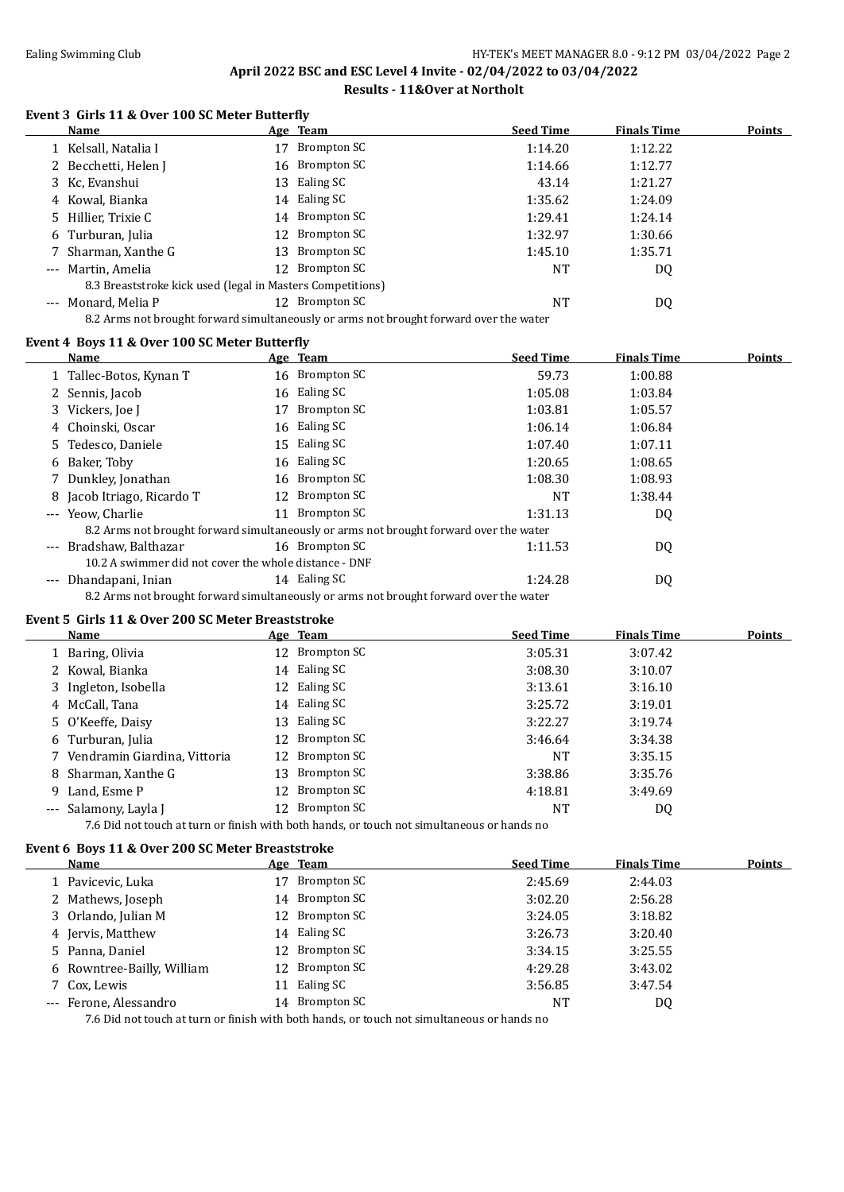# April 2022 BSC and ESC Level 4 Invite - 02/04/2022 to 03/04/2022

## Results - 11&Over at Northolt

### Event 3 Girls 11 & Over 100 SC Meter Butterfly

| | Name | Age | Team | Seed Time | Finals Time | Points |
|---|---|---|---|---|---|---|
| 1 | Kelsall, Natalia I | 17 | Brompton SC | 1:14.20 | 1:12.22 | |
| 2 | Becchetti, Helen J | 16 | Brompton SC | 1:14.66 | 1:12.77 | |
| 3 | Kc, Evanshui | 13 | Ealing SC | 43.14 | 1:21.27 | |
| 4 | Kowal, Bianka | 14 | Ealing SC | 1:35.62 | 1:24.09 | |
| 5 | Hillier, Trixie C | 14 | Brompton SC | 1:29.41 | 1:24.14 | |
| 6 | Turburan, Julia | 12 | Brompton SC | 1:32.97 | 1:30.66 | |
| 7 | Sharman, Xanthe G | 13 | Brompton SC | 1:45.10 | 1:35.71 | |
| --- | Martin, Amelia | 12 | Brompton SC | NT | DQ | |
| | 8.3 Breaststroke kick used (legal in Masters Competitions) | | | | | |
| --- | Monard, Melia P | 12 | Brompton SC | NT | DQ | |
| | 8.2 Arms not brought forward simultaneously or arms not brought forward over the water | | | | | |

### Event 4 Boys 11 & Over 100 SC Meter Butterfly

| | Name | Age | Team | Seed Time | Finals Time | Points |
|---|---|---|---|---|---|---|
| 1 | Tallec-Botos, Kynan T | 16 | Brompton SC | 59.73 | 1:00.88 | |
| 2 | Sennis, Jacob | 16 | Ealing SC | 1:05.08 | 1:03.84 | |
| 3 | Vickers, Joe J | 17 | Brompton SC | 1:03.81 | 1:05.57 | |
| 4 | Choinski, Oscar | 16 | Ealing SC | 1:06.14 | 1:06.84 | |
| 5 | Tedesco, Daniele | 15 | Ealing SC | 1:07.40 | 1:07.11 | |
| 6 | Baker, Toby | 16 | Ealing SC | 1:20.65 | 1:08.65 | |
| 7 | Dunkley, Jonathan | 16 | Brompton SC | 1:08.30 | 1:08.93 | |
| 8 | Jacob Itriago, Ricardo T | 12 | Brompton SC | NT | 1:38.44 | |
| --- | Yeow, Charlie | 11 | Brompton SC | 1:31.13 | DQ | |
| | 8.2 Arms not brought forward simultaneously or arms not brought forward over the water | | | | | |
| --- | Bradshaw, Balthazar | 16 | Brompton SC | 1:11.53 | DQ | |
| | 10.2 A swimmer did not cover the whole distance - DNF | | | | | |
| --- | Dhandapani, Inian | 14 | Ealing SC | 1:24.28 | DQ | |
| | 8.2 Arms not brought forward simultaneously or arms not brought forward over the water | | | | | |

### Event 5 Girls 11 & Over 200 SC Meter Breaststroke

| | Name | Age | Team | Seed Time | Finals Time | Points |
|---|---|---|---|---|---|---|
| 1 | Baring, Olivia | 12 | Brompton SC | 3:05.31 | 3:07.42 | |
| 2 | Kowal, Bianka | 14 | Ealing SC | 3:08.30 | 3:10.07 | |
| 3 | Ingleton, Isobella | 12 | Ealing SC | 3:13.61 | 3:16.10 | |
| 4 | McCall, Tana | 14 | Ealing SC | 3:25.72 | 3:19.01 | |
| 5 | O'Keeffe, Daisy | 13 | Ealing SC | 3:22.27 | 3:19.74 | |
| 6 | Turburan, Julia | 12 | Brompton SC | 3:46.64 | 3:34.38 | |
| 7 | Vendramin Giardina, Vittoria | 12 | Brompton SC | NT | 3:35.15 | |
| 8 | Sharman, Xanthe G | 13 | Brompton SC | 3:38.86 | 3:35.76 | |
| 9 | Land, Esme P | 12 | Brompton SC | 4:18.81 | 3:49.69 | |
| --- | Salamony, Layla J | 12 | Brompton SC | NT | DQ | |
| | 7.6 Did not touch at turn or finish with both hands, or touch not simultaneous or hands no | | | | | |

### Event 6 Boys 11 & Over 200 SC Meter Breaststroke

| | Name | Age | Team | Seed Time | Finals Time | Points |
|---|---|---|---|---|---|---|
| 1 | Pavicevic, Luka | 17 | Brompton SC | 2:45.69 | 2:44.03 | |
| 2 | Mathews, Joseph | 14 | Brompton SC | 3:02.20 | 2:56.28 | |
| 3 | Orlando, Julian M | 12 | Brompton SC | 3:24.05 | 3:18.82 | |
| 4 | Jervis, Matthew | 14 | Ealing SC | 3:26.73 | 3:20.40 | |
| 5 | Panna, Daniel | 12 | Brompton SC | 3:34.15 | 3:25.55 | |
| 6 | Rowntree-Bailly, William | 12 | Brompton SC | 4:29.28 | 3:43.02 | |
| 7 | Cox, Lewis | 11 | Ealing SC | 3:56.85 | 3:47.54 | |
| --- | Ferone, Alessandro | 14 | Brompton SC | NT | DQ | |
| | 7.6 Did not touch at turn or finish with both hands, or touch not simultaneous or hands no | | | | | |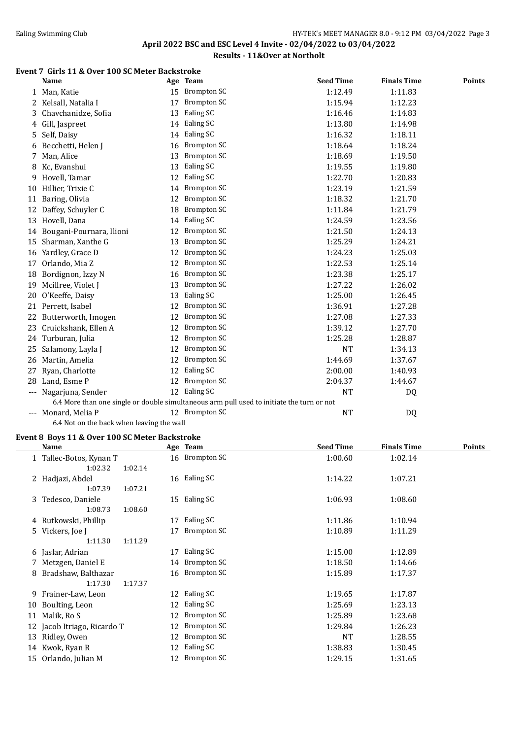# April 2022 BSC and ESC Level 4 Invite - 02/04/2022 to 03/04/2022

## Results - 11&Over at Northolt

### Event 7 Girls 11 & Over 100 SC Meter Backstroke

| | Name | Age | Team | Seed Time | Finals Time | Points |
|---|---|---|---|---|---|---|
| 1 | Man, Katie | 15 | Brompton SC | 1:12.49 | 1:11.83 | |
| 2 | Kelsall, Natalia I | 17 | Brompton SC | 1:15.94 | 1:12.23 | |
| 3 | Chavchanidze, Sofia | 13 | Ealing SC | 1:16.46 | 1:14.83 | |
| 4 | Gill, Jaspreet | 14 | Ealing SC | 1:13.80 | 1:14.98 | |
| 5 | Self, Daisy | 14 | Ealing SC | 1:16.32 | 1:18.11 | |
| 6 | Becchetti, Helen J | 16 | Brompton SC | 1:18.64 | 1:18.24 | |
| 7 | Man, Alice | 13 | Brompton SC | 1:18.69 | 1:19.50 | |
| 8 | Kc, Evanshui | 13 | Ealing SC | 1:19.55 | 1:19.80 | |
| 9 | Hovell, Tamar | 12 | Ealing SC | 1:22.70 | 1:20.83 | |
| 10 | Hillier, Trixie C | 14 | Brompton SC | 1:23.19 | 1:21.59 | |
| 11 | Baring, Olivia | 12 | Brompton SC | 1:18.32 | 1:21.70 | |
| 12 | Daffey, Schuyler C | 18 | Brompton SC | 1:11.84 | 1:21.79 | |
| 13 | Hovell, Dana | 14 | Ealing SC | 1:24.59 | 1:23.56 | |
| 14 | Bougani-Pournara, Ilioni | 12 | Brompton SC | 1:21.50 | 1:24.13 | |
| 15 | Sharman, Xanthe G | 13 | Brompton SC | 1:25.29 | 1:24.21 | |
| 16 | Yardley, Grace D | 12 | Brompton SC | 1:24.23 | 1:25.03 | |
| 17 | Orlando, Mia Z | 12 | Brompton SC | 1:22.53 | 1:25.14 | |
| 18 | Bordignon, Izzy N | 16 | Brompton SC | 1:23.38 | 1:25.17 | |
| 19 | Mcillree, Violet J | 13 | Brompton SC | 1:27.22 | 1:26.02 | |
| 20 | O'Keeffe, Daisy | 13 | Ealing SC | 1:25.00 | 1:26.45 | |
| 21 | Perrett, Isabel | 12 | Brompton SC | 1:36.91 | 1:27.28 | |
| 22 | Butterworth, Imogen | 12 | Brompton SC | 1:27.08 | 1:27.33 | |
| 23 | Cruickshank, Ellen A | 12 | Brompton SC | 1:39.12 | 1:27.70 | |
| 24 | Turburan, Julia | 12 | Brompton SC | 1:25.28 | 1:28.87 | |
| 25 | Salamony, Layla J | 12 | Brompton SC | NT | 1:34.13 | |
| 26 | Martin, Amelia | 12 | Brompton SC | 1:44.69 | 1:37.67 | |
| 27 | Ryan, Charlotte | 12 | Ealing SC | 2:00.00 | 1:40.93 | |
| 28 | Land, Esme P | 12 | Brompton SC | 2:04.37 | 1:44.67 | |
| --- | Nagarjuna, Sender | 12 | Ealing SC | NT | DQ | |
| | 6.4 More than one single or double simultaneous arm pull used to initiate the turn or not | | | | | |
| --- | Monard, Melia P | 12 | Brompton SC | NT | DQ | |
| | 6.4 Not on the back when leaving the wall | | | | | |

### Event 8 Boys 11 & Over 100 SC Meter Backstroke

| | Name | Age | Team | Seed Time | Finals Time | Points |
|---|---|---|---|---|---|---|
| 1 | Tallec-Botos, Kynan T | 16 | Brompton SC | 1:00.60 | 1:02.14 | |
| | 1:02.32 1:02.14 | | | | | |
| 2 | Hadjazi, Abdel | 16 | Ealing SC | 1:14.22 | 1:07.21 | |
| | 1:07.39 1:07.21 | | | | | |
| 3 | Tedesco, Daniele | 15 | Ealing SC | 1:06.93 | 1:08.60 | |
| | 1:08.73 1:08.60 | | | | | |
| 4 | Rutkowski, Phillip | 17 | Ealing SC | 1:11.86 | 1:10.94 | |
| 5 | Vickers, Joe J | 17 | Brompton SC | 1:10.89 | 1:11.29 | |
| | 1:11.30 1:11.29 | | | | | |
| 6 | Jaslar, Adrian | 17 | Ealing SC | 1:15.00 | 1:12.89 | |
| 7 | Metzgen, Daniel E | 14 | Brompton SC | 1:18.50 | 1:14.66 | |
| 8 | Bradshaw, Balthazar | 16 | Brompton SC | 1:15.89 | 1:17.37 | |
| | 1:17.30 1:17.37 | | | | | |
| 9 | Frainer-Law, Leon | 12 | Ealing SC | 1:19.65 | 1:17.87 | |
| 10 | Boulting, Leon | 12 | Ealing SC | 1:25.69 | 1:23.13 | |
| 11 | Malik, Ro S | 12 | Brompton SC | 1:25.89 | 1:23.68 | |
| 12 | Jacob Itriago, Ricardo T | 12 | Brompton SC | 1:29.84 | 1:26.23 | |
| 13 | Ridley, Owen | 12 | Brompton SC | NT | 1:28.55 | |
| 14 | Kwok, Ryan R | 12 | Ealing SC | 1:38.83 | 1:30.45 | |
| 15 | Orlando, Julian M | 12 | Brompton SC | 1:29.15 | 1:31.65 | |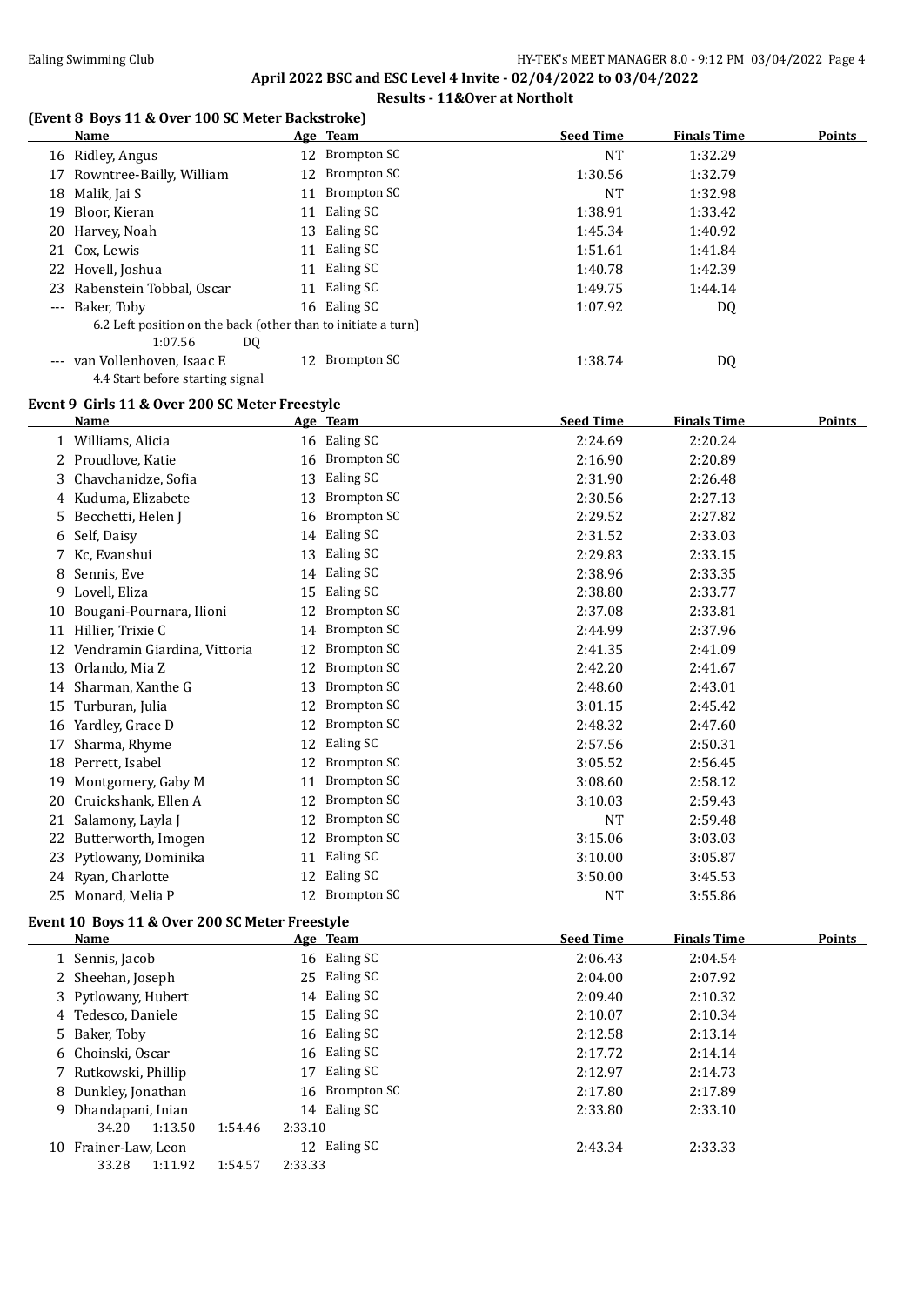## April 2022 BSC and ESC Level 4 Invite - 02/04/2022 to 03/04/2022

### Results - 11&Over at Northolt

### (Event 8 Boys 11 & Over 100 SC Meter Backstroke)

| | Name | Age | Team | Seed Time | Finals Time | Points |
|---|---|---|---|---|---|---|
| 16 | Ridley, Angus | 12 | Brompton SC | NT | 1:32.29 | |
| 17 | Rowntree-Bailly, William | 12 | Brompton SC | 1:30.56 | 1:32.79 | |
| 18 | Malik, Jai S | 11 | Brompton SC | NT | 1:32.98 | |
| 19 | Bloor, Kieran | 11 | Ealing SC | 1:38.91 | 1:33.42 | |
| 20 | Harvey, Noah | 13 | Ealing SC | 1:45.34 | 1:40.92 | |
| 21 | Cox, Lewis | 11 | Ealing SC | 1:51.61 | 1:41.84 | |
| 22 | Hovell, Joshua | 11 | Ealing SC | 1:40.78 | 1:42.39 | |
| 23 | Rabenstein Tobbal, Oscar | 11 | Ealing SC | 1:49.75 | 1:44.14 | |
| --- | Baker, Toby | 16 | Ealing SC | 1:07.92 | DQ | |
| | 6.2 Left position on the back (other than to initiate a turn) | | | | | |
| | 1:07.56 DQ | | | | | |
| --- | van Vollenhoven, Isaac E | 12 | Brompton SC | 1:38.74 | DQ | |
| | 4.4 Start before starting signal | | | | | |

### Event 9 Girls 11 & Over 200 SC Meter Freestyle

| | Name | Age | Team | Seed Time | Finals Time | Points |
|---|---|---|---|---|---|---|
| 1 | Williams, Alicia | 16 | Ealing SC | 2:24.69 | 2:20.24 | |
| 2 | Proudlove, Katie | 16 | Brompton SC | 2:16.90 | 2:20.89 | |
| 3 | Chavchanidze, Sofia | 13 | Ealing SC | 2:31.90 | 2:26.48 | |
| 4 | Kuduma, Elizabete | 13 | Brompton SC | 2:30.56 | 2:27.13 | |
| 5 | Becchetti, Helen J | 16 | Brompton SC | 2:29.52 | 2:27.82 | |
| 6 | Self, Daisy | 14 | Ealing SC | 2:31.52 | 2:33.03 | |
| 7 | Kc, Evanshui | 13 | Ealing SC | 2:29.83 | 2:33.15 | |
| 8 | Sennis, Eve | 14 | Ealing SC | 2:38.96 | 2:33.35 | |
| 9 | Lovell, Eliza | 15 | Ealing SC | 2:38.80 | 2:33.77 | |
| 10 | Bougani-Pournara, Ilioni | 12 | Brompton SC | 2:37.08 | 2:33.81 | |
| 11 | Hillier, Trixie C | 14 | Brompton SC | 2:44.99 | 2:37.96 | |
| 12 | Vendramin Giardina, Vittoria | 12 | Brompton SC | 2:41.35 | 2:41.09 | |
| 13 | Orlando, Mia Z | 12 | Brompton SC | 2:42.20 | 2:41.67 | |
| 14 | Sharman, Xanthe G | 13 | Brompton SC | 2:48.60 | 2:43.01 | |
| 15 | Turburan, Julia | 12 | Brompton SC | 3:01.15 | 2:45.42 | |
| 16 | Yardley, Grace D | 12 | Brompton SC | 2:48.32 | 2:47.60 | |
| 17 | Sharma, Rhyme | 12 | Ealing SC | 2:57.56 | 2:50.31 | |
| 18 | Perrett, Isabel | 12 | Brompton SC | 3:05.52 | 2:56.45 | |
| 19 | Montgomery, Gaby M | 11 | Brompton SC | 3:08.60 | 2:58.12 | |
| 20 | Cruickshank, Ellen A | 12 | Brompton SC | 3:10.03 | 2:59.43 | |
| 21 | Salamony, Layla J | 12 | Brompton SC | NT | 2:59.48 | |
| 22 | Butterworth, Imogen | 12 | Brompton SC | 3:15.06 | 3:03.03 | |
| 23 | Pytlowany, Dominika | 11 | Ealing SC | 3:10.00 | 3:05.87 | |
| 24 | Ryan, Charlotte | 12 | Ealing SC | 3:50.00 | 3:45.53 | |
| 25 | Monard, Melia P | 12 | Brompton SC | NT | 3:55.86 | |

### Event 10 Boys 11 & Over 200 SC Meter Freestyle

| | Name | Age | Team | Seed Time | Finals Time | Points |
|---|---|---|---|---|---|---|
| 1 | Sennis, Jacob | 16 | Ealing SC | 2:06.43 | 2:04.54 | |
| 2 | Sheehan, Joseph | 25 | Ealing SC | 2:04.00 | 2:07.92 | |
| 3 | Pytlowany, Hubert | 14 | Ealing SC | 2:09.40 | 2:10.32 | |
| 4 | Tedesco, Daniele | 15 | Ealing SC | 2:10.07 | 2:10.34 | |
| 5 | Baker, Toby | 16 | Ealing SC | 2:12.58 | 2:13.14 | |
| 6 | Choinski, Oscar | 16 | Ealing SC | 2:17.72 | 2:14.14 | |
| 7 | Rutkowski, Phillip | 17 | Ealing SC | 2:12.97 | 2:14.73 | |
| 8 | Dunkley, Jonathan | 16 | Brompton SC | 2:17.80 | 2:17.89 | |
| 9 | Dhandapani, Inian | 14 | Ealing SC | 2:33.80 | 2:33.10 | |
| | 34.20 1:13.50 1:54.46 2:33.10 | | | | | |
| 10 | Frainer-Law, Leon | 12 | Ealing SC | 2:43.34 | 2:33.33 | |
| | 33.28 1:11.92 1:54.57 2:33.33 | | | | | |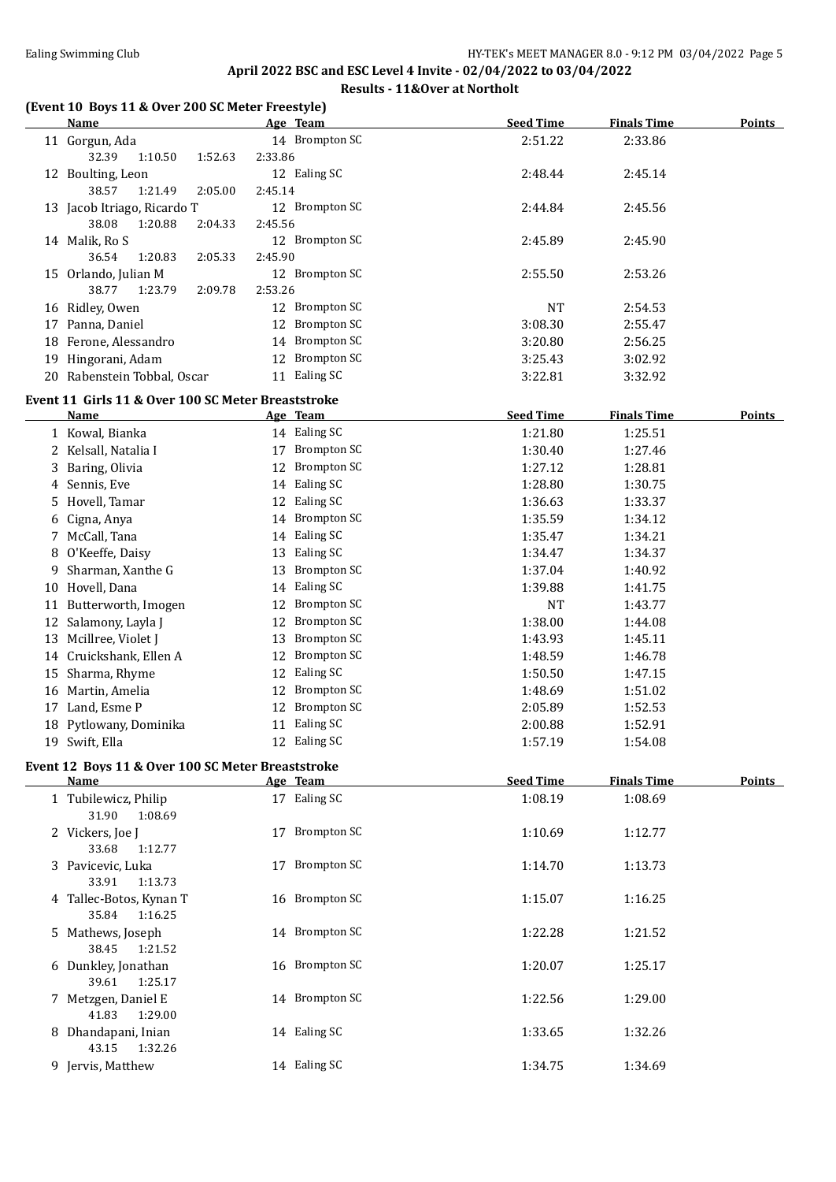## April 2022 BSC and ESC Level 4 Invite - 02/04/2022 to 03/04/2022

### Results - 11&Over at Northolt

### (Event 10 Boys 11 & Over 200 SC Meter Freestyle)

| | Name | Age | Team | Seed Time | Finals Time | Points |
|---|---|---|---|---|---|---|
| 11 | Gorgun, Ada | 14 | Brompton SC | 2:51.22 | 2:33.86 | |
| | 32.39 1:10.50 1:52.63 2:33.86 | | | | | |
| 12 | Boulting, Leon | 12 | Ealing SC | 2:48.44 | 2:45.14 | |
| | 38.57 1:21.49 2:05.00 2:45.14 | | | | | |
| 13 | Jacob Itriago, Ricardo T | 12 | Brompton SC | 2:44.84 | 2:45.56 | |
| | 38.08 1:20.88 2:04.33 2:45.56 | | | | | |
| 14 | Malik, Ro S | 12 | Brompton SC | 2:45.89 | 2:45.90 | |
| | 36.54 1:20.83 2:05.33 2:45.90 | | | | | |
| 15 | Orlando, Julian M | 12 | Brompton SC | 2:55.50 | 2:53.26 | |
| | 38.77 1:23.79 2:09.78 2:53.26 | | | | | |
| 16 | Ridley, Owen | 12 | Brompton SC | NT | 2:54.53 | |
| 17 | Panna, Daniel | 12 | Brompton SC | 3:08.30 | 2:55.47 | |
| 18 | Ferone, Alessandro | 14 | Brompton SC | 3:20.80 | 2:56.25 | |
| 19 | Hingorani, Adam | 12 | Brompton SC | 3:25.43 | 3:02.92 | |
| 20 | Rabenstein Tobbal, Oscar | 11 | Ealing SC | 3:22.81 | 3:32.92 | |

### Event 11 Girls 11 & Over 100 SC Meter Breaststroke

| | Name | Age | Team | Seed Time | Finals Time | Points |
|---|---|---|---|---|---|---|
| 1 | Kowal, Bianka | 14 | Ealing SC | 1:21.80 | 1:25.51 | |
| 2 | Kelsall, Natalia I | 17 | Brompton SC | 1:30.40 | 1:27.46 | |
| 3 | Baring, Olivia | 12 | Brompton SC | 1:27.12 | 1:28.81 | |
| 4 | Sennis, Eve | 14 | Ealing SC | 1:28.80 | 1:30.75 | |
| 5 | Hovell, Tamar | 12 | Ealing SC | 1:36.63 | 1:33.37 | |
| 6 | Cigna, Anya | 14 | Brompton SC | 1:35.59 | 1:34.12 | |
| 7 | McCall, Tana | 14 | Ealing SC | 1:35.47 | 1:34.21 | |
| 8 | O'Keeffe, Daisy | 13 | Ealing SC | 1:34.47 | 1:34.37 | |
| 9 | Sharman, Xanthe G | 13 | Brompton SC | 1:37.04 | 1:40.92 | |
| 10 | Hovell, Dana | 14 | Ealing SC | 1:39.88 | 1:41.75 | |
| 11 | Butterworth, Imogen | 12 | Brompton SC | NT | 1:43.77 | |
| 12 | Salamony, Layla J | 12 | Brompton SC | 1:38.00 | 1:44.08 | |
| 13 | Mcillree, Violet J | 13 | Brompton SC | 1:43.93 | 1:45.11 | |
| 14 | Cruickshank, Ellen A | 12 | Brompton SC | 1:48.59 | 1:46.78 | |
| 15 | Sharma, Rhyme | 12 | Ealing SC | 1:50.50 | 1:47.15 | |
| 16 | Martin, Amelia | 12 | Brompton SC | 1:48.69 | 1:51.02 | |
| 17 | Land, Esme P | 12 | Brompton SC | 2:05.89 | 1:52.53 | |
| 18 | Pytlowany, Dominika | 11 | Ealing SC | 2:00.88 | 1:52.91 | |
| 19 | Swift, Ella | 12 | Ealing SC | 1:57.19 | 1:54.08 | |

### Event 12 Boys 11 & Over 100 SC Meter Breaststroke

| | Name | Age | Team | Seed Time | Finals Time | Points |
|---|---|---|---|---|---|---|
| 1 | Tubilewicz, Philip | 17 | Ealing SC | 1:08.19 | 1:08.69 | |
| | 31.90 1:08.69 | | | | | |
| 2 | Vickers, Joe J | 17 | Brompton SC | 1:10.69 | 1:12.77 | |
| | 33.68 1:12.77 | | | | | |
| 3 | Pavicevic, Luka | 17 | Brompton SC | 1:14.70 | 1:13.73 | |
| | 33.91 1:13.73 | | | | | |
| 4 | Tallec-Botos, Kynan T | 16 | Brompton SC | 1:15.07 | 1:16.25 | |
| | 35.84 1:16.25 | | | | | |
| 5 | Mathews, Joseph | 14 | Brompton SC | 1:22.28 | 1:21.52 | |
| | 38.45 1:21.52 | | | | | |
| 6 | Dunkley, Jonathan | 16 | Brompton SC | 1:20.07 | 1:25.17 | |
| | 39.61 1:25.17 | | | | | |
| 7 | Metzgen, Daniel E | 14 | Brompton SC | 1:22.56 | 1:29.00 | |
| | 41.83 1:29.00 | | | | | |
| 8 | Dhandapani, Inian | 14 | Ealing SC | 1:33.65 | 1:32.26 | |
| | 43.15 1:32.26 | | | | | |
| 9 | Jervis, Matthew | 14 | Ealing SC | 1:34.75 | 1:34.69 | |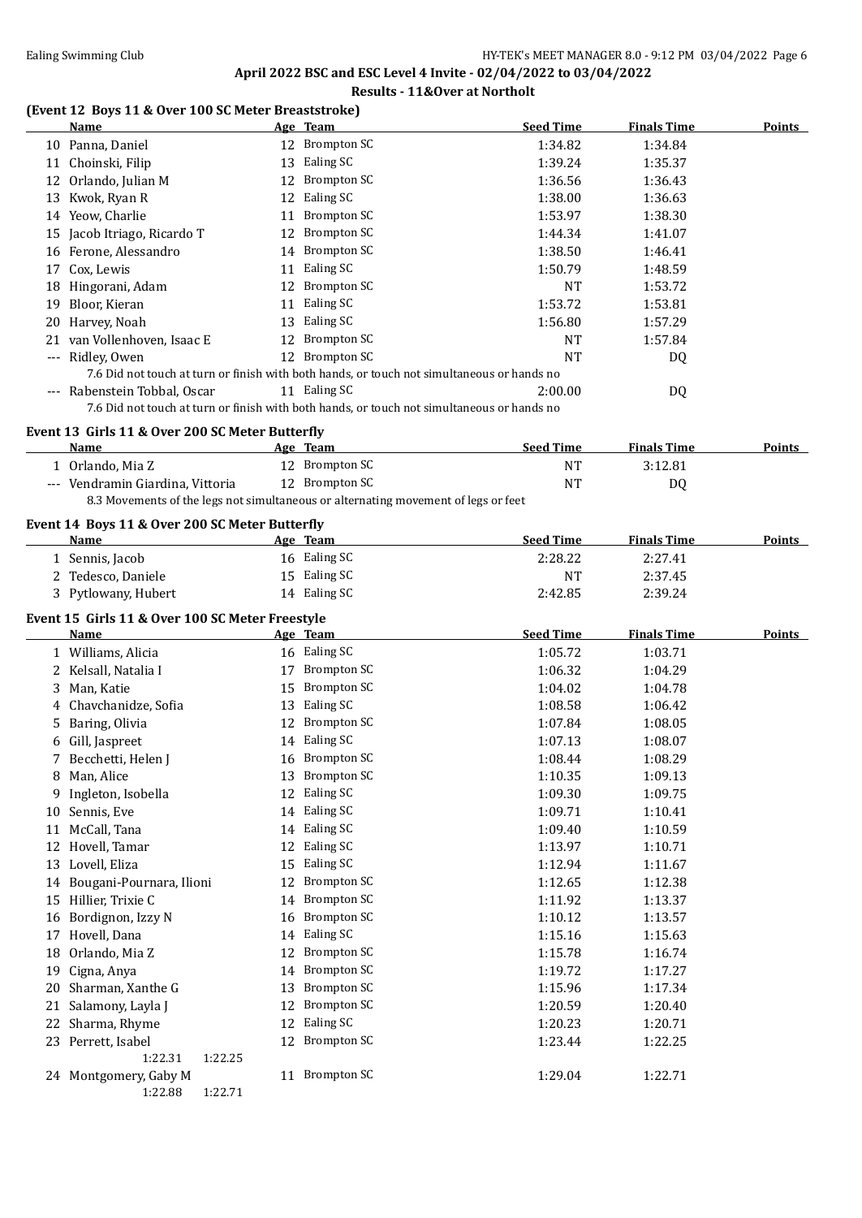## April 2022 BSC and ESC Level 4 Invite - 02/04/2022 to 03/04/2022

### Results - 11&Over at Northolt

### (Event 12 Boys 11 & Over 100 SC Meter Breaststroke)

| | Name | Age | Team | Seed Time | Finals Time | Points |
|---|---|---|---|---|---|---|
| 10 | Panna, Daniel | 12 | Brompton SC | 1:34.82 | 1:34.84 | |
| 11 | Choinski, Filip | 13 | Ealing SC | 1:39.24 | 1:35.37 | |
| 12 | Orlando, Julian M | 12 | Brompton SC | 1:36.56 | 1:36.43 | |
| 13 | Kwok, Ryan R | 12 | Ealing SC | 1:38.00 | 1:36.63 | |
| 14 | Yeow, Charlie | 11 | Brompton SC | 1:53.97 | 1:38.30 | |
| 15 | Jacob Itriago, Ricardo T | 12 | Brompton SC | 1:44.34 | 1:41.07 | |
| 16 | Ferone, Alessandro | 14 | Brompton SC | 1:38.50 | 1:46.41 | |
| 17 | Cox, Lewis | 11 | Ealing SC | 1:50.79 | 1:48.59 | |
| 18 | Hingorani, Adam | 12 | Brompton SC | NT | 1:53.72 | |
| 19 | Bloor, Kieran | 11 | Ealing SC | 1:53.72 | 1:53.81 | |
| 20 | Harvey, Noah | 13 | Ealing SC | 1:56.80 | 1:57.29 | |
| 21 | van Vollenhoven, Isaac E | 12 | Brompton SC | NT | 1:57.84 | |
| --- | Ridley, Owen | 12 | Brompton SC | NT | DQ | |
| | 7.6 Did not touch at turn or finish with both hands, or touch not simultaneous or hands no | | | | | |
| --- | Rabenstein Tobbal, Oscar | 11 | Ealing SC | 2:00.00 | DQ | |
| | 7.6 Did not touch at turn or finish with both hands, or touch not simultaneous or hands no | | | | | |

### Event 13 Girls 11 & Over 200 SC Meter Butterfly

| | Name | Age | Team | Seed Time | Finals Time | Points |
|---|---|---|---|---|---|---|
| 1 | Orlando, Mia Z | 12 | Brompton SC | NT | 3:12.81 | |
| --- | Vendramin Giardina, Vittoria | 12 | Brompton SC | NT | DQ | |
| | 8.3 Movements of the legs not simultaneous or alternating movement of legs or feet | | | | | |

### Event 14 Boys 11 & Over 200 SC Meter Butterfly

| | Name | Age | Team | Seed Time | Finals Time | Points |
|---|---|---|---|---|---|---|
| 1 | Sennis, Jacob | 16 | Ealing SC | 2:28.22 | 2:27.41 | |
| 2 | Tedesco, Daniele | 15 | Ealing SC | NT | 2:37.45 | |
| 3 | Pytlowany, Hubert | 14 | Ealing SC | 2:42.85 | 2:39.24 | |

### Event 15 Girls 11 & Over 100 SC Meter Freestyle

| | Name | Age | Team | Seed Time | Finals Time | Points |
|---|---|---|---|---|---|---|
| 1 | Williams, Alicia | 16 | Ealing SC | 1:05.72 | 1:03.71 | |
| 2 | Kelsall, Natalia I | 17 | Brompton SC | 1:06.32 | 1:04.29 | |
| 3 | Man, Katie | 15 | Brompton SC | 1:04.02 | 1:04.78 | |
| 4 | Chavchanidze, Sofia | 13 | Ealing SC | 1:08.58 | 1:06.42 | |
| 5 | Baring, Olivia | 12 | Brompton SC | 1:07.84 | 1:08.05 | |
| 6 | Gill, Jaspreet | 14 | Ealing SC | 1:07.13 | 1:08.07 | |
| 7 | Becchetti, Helen J | 16 | Brompton SC | 1:08.44 | 1:08.29 | |
| 8 | Man, Alice | 13 | Brompton SC | 1:10.35 | 1:09.13 | |
| 9 | Ingleton, Isobella | 12 | Ealing SC | 1:09.30 | 1:09.75 | |
| 10 | Sennis, Eve | 14 | Ealing SC | 1:09.71 | 1:10.41 | |
| 11 | McCall, Tana | 14 | Ealing SC | 1:09.40 | 1:10.59 | |
| 12 | Hovell, Tamar | 12 | Ealing SC | 1:13.97 | 1:10.71 | |
| 13 | Lovell, Eliza | 15 | Ealing SC | 1:12.94 | 1:11.67 | |
| 14 | Bougani-Pournara, Ilioni | 12 | Brompton SC | 1:12.65 | 1:12.38 | |
| 15 | Hillier, Trixie C | 14 | Brompton SC | 1:11.92 | 1:13.37 | |
| 16 | Bordignon, Izzy N | 16 | Brompton SC | 1:10.12 | 1:13.57 | |
| 17 | Hovell, Dana | 14 | Ealing SC | 1:15.16 | 1:15.63 | |
| 18 | Orlando, Mia Z | 12 | Brompton SC | 1:15.78 | 1:16.74 | |
| 19 | Cigna, Anya | 14 | Brompton SC | 1:19.72 | 1:17.27 | |
| 20 | Sharman, Xanthe G | 13 | Brompton SC | 1:15.96 | 1:17.34 | |
| 21 | Salamony, Layla J | 12 | Brompton SC | 1:20.59 | 1:20.40 | |
| 22 | Sharma, Rhyme | 12 | Ealing SC | 1:20.23 | 1:20.71 | |
| 23 | Perrett, Isabel | 12 | Brompton SC | 1:23.44 | 1:22.25 | |
| | 1:22.31 1:22.25 | | | | | |
| 24 | Montgomery, Gaby M | 11 | Brompton SC | 1:29.04 | 1:22.71 | |
| | 1:22.88 1:22.71 | | | | | |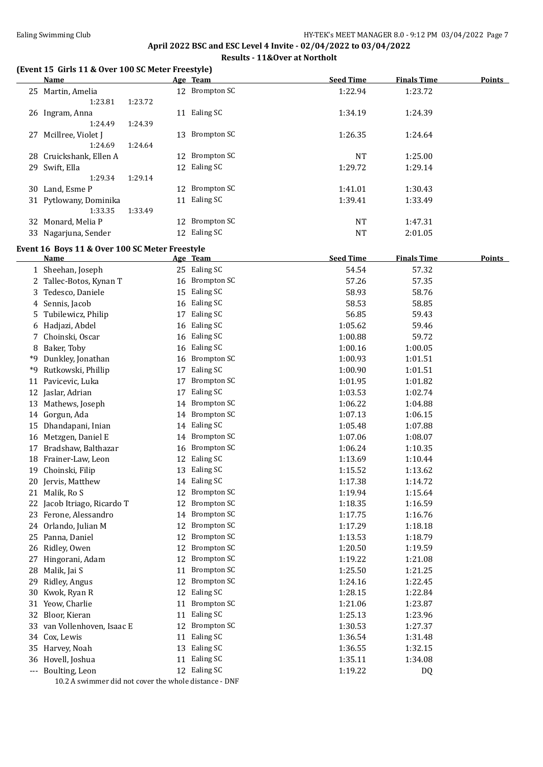## April 2022 BSC and ESC Level 4 Invite - 02/04/2022 to 03/04/2022

### Results - 11&Over at Northolt

**(Event 15 Girls 11 & Over 100 SC Meter Freestyle)**

| | Name | Age | Team | Seed Time | Finals Time | Points |
|---|---|---|---|---|---|---|
| 25 | Martin, Amelia | 12 | Brompton SC | 1:22.94 | 1:23.72 | |
| | 1:23.81 1:23.72 | | | | | |
| 26 | Ingram, Anna | 11 | Ealing SC | 1:34.19 | 1:24.39 | |
| | 1:24.49 1:24.39 | | | | | |
| 27 | Mcillree, Violet J | 13 | Brompton SC | 1:26.35 | 1:24.64 | |
| | 1:24.69 1:24.64 | | | | | |
| 28 | Cruickshank, Ellen A | 12 | Brompton SC | NT | 1:25.00 | |
| 29 | Swift, Ella | 12 | Ealing SC | 1:29.72 | 1:29.14 | |
| | 1:29.34 1:29.14 | | | | | |
| 30 | Land, Esme P | 12 | Brompton SC | 1:41.01 | 1:30.43 | |
| 31 | Pytlowany, Dominika | 11 | Ealing SC | 1:39.41 | 1:33.49 | |
| | 1:33.35 1:33.49 | | | | | |
| 32 | Monard, Melia P | 12 | Brompton SC | NT | 1:47.31 | |
| 33 | Nagarjuna, Sender | 12 | Ealing SC | NT | 2:01.05 | |

**Event 16 Boys 11 & Over 100 SC Meter Freestyle**

| | Name | Age | Team | Seed Time | Finals Time | Points |
|---|---|---|---|---|---|---|
| 1 | Sheehan, Joseph | 25 | Ealing SC | 54.54 | 57.32 | |
| 2 | Tallec-Botos, Kynan T | 16 | Brompton SC | 57.26 | 57.35 | |
| 3 | Tedesco, Daniele | 15 | Ealing SC | 58.93 | 58.76 | |
| 4 | Sennis, Jacob | 16 | Ealing SC | 58.53 | 58.85 | |
| 5 | Tubilewicz, Philip | 17 | Ealing SC | 56.85 | 59.43 | |
| 6 | Hadjazi, Abdel | 16 | Ealing SC | 1:05.62 | 59.46 | |
| 7 | Choinski, Oscar | 16 | Ealing SC | 1:00.88 | 59.72 | |
| 8 | Baker, Toby | 16 | Ealing SC | 1:00.16 | 1:00.05 | |
| *9 | Dunkley, Jonathan | 16 | Brompton SC | 1:00.93 | 1:01.51 | |
| *9 | Rutkowski, Phillip | 17 | Ealing SC | 1:00.90 | 1:01.51 | |
| 11 | Pavicevic, Luka | 17 | Brompton SC | 1:01.95 | 1:01.82 | |
| 12 | Jaslar, Adrian | 17 | Ealing SC | 1:03.53 | 1:02.74 | |
| 13 | Mathews, Joseph | 14 | Brompton SC | 1:06.22 | 1:04.88 | |
| 14 | Gorgun, Ada | 14 | Brompton SC | 1:07.13 | 1:06.15 | |
| 15 | Dhandapani, Inian | 14 | Ealing SC | 1:05.48 | 1:07.88 | |
| 16 | Metzgen, Daniel E | 14 | Brompton SC | 1:07.06 | 1:08.07 | |
| 17 | Bradshaw, Balthazar | 16 | Brompton SC | 1:06.24 | 1:10.35 | |
| 18 | Frainer-Law, Leon | 12 | Ealing SC | 1:13.69 | 1:10.44 | |
| 19 | Choinski, Filip | 13 | Ealing SC | 1:15.52 | 1:13.62 | |
| 20 | Jervis, Matthew | 14 | Ealing SC | 1:17.38 | 1:14.72 | |
| 21 | Malik, Ro S | 12 | Brompton SC | 1:19.94 | 1:15.64 | |
| 22 | Jacob Itriago, Ricardo T | 12 | Brompton SC | 1:18.35 | 1:16.59 | |
| 23 | Ferone, Alessandro | 14 | Brompton SC | 1:17.75 | 1:16.76 | |
| 24 | Orlando, Julian M | 12 | Brompton SC | 1:17.29 | 1:18.18 | |
| 25 | Panna, Daniel | 12 | Brompton SC | 1:13.53 | 1:18.79 | |
| 26 | Ridley, Owen | 12 | Brompton SC | 1:20.50 | 1:19.59 | |
| 27 | Hingorani, Adam | 12 | Brompton SC | 1:19.22 | 1:21.08 | |
| 28 | Malik, Jai S | 11 | Brompton SC | 1:25.50 | 1:21.25 | |
| 29 | Ridley, Angus | 12 | Brompton SC | 1:24.16 | 1:22.45 | |
| 30 | Kwok, Ryan R | 12 | Ealing SC | 1:28.15 | 1:22.84 | |
| 31 | Yeow, Charlie | 11 | Brompton SC | 1:21.06 | 1:23.87 | |
| 32 | Bloor, Kieran | 11 | Ealing SC | 1:25.13 | 1:23.96 | |
| 33 | van Vollenhoven, Isaac E | 12 | Brompton SC | 1:30.53 | 1:27.37 | |
| 34 | Cox, Lewis | 11 | Ealing SC | 1:36.54 | 1:31.48 | |
| 35 | Harvey, Noah | 13 | Ealing SC | 1:36.55 | 1:32.15 | |
| 36 | Hovell, Joshua | 11 | Ealing SC | 1:35.11 | 1:34.08 | |
| --- | Boulting, Leon | 12 | Ealing SC | 1:19.22 | DQ | |

10.2 A swimmer did not cover the whole distance - DNF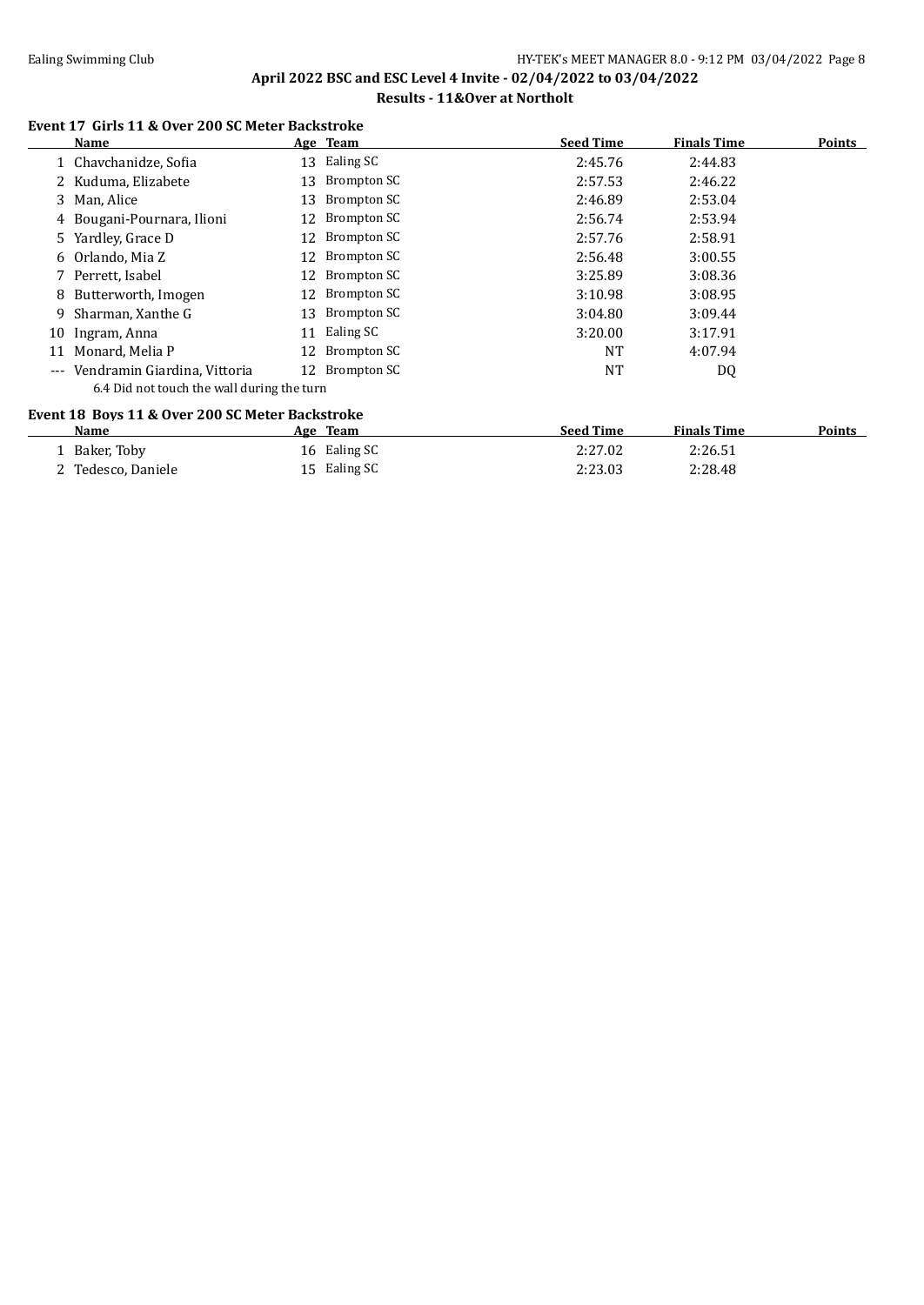## April 2022 BSC and ESC Level 4 Invite - 02/04/2022 to 03/04/2022

### Results - 11&Over at Northolt

#### Event 17 Girls 11 & Over 200 SC Meter Backstroke

| | Name | Age | Team | Seed Time | Finals Time | Points |
|---|---|---|---|---|---|---|
| 1 | Chavchanidze, Sofia | 13 | Ealing SC | 2:45.76 | 2:44.83 | |
| 2 | Kuduma, Elizabete | 13 | Brompton SC | 2:57.53 | 2:46.22 | |
| 3 | Man, Alice | 13 | Brompton SC | 2:46.89 | 2:53.04 | |
| 4 | Bougani-Pournara, Ilioni | 12 | Brompton SC | 2:56.74 | 2:53.94 | |
| 5 | Yardley, Grace D | 12 | Brompton SC | 2:57.76 | 2:58.91 | |
| 6 | Orlando, Mia Z | 12 | Brompton SC | 2:56.48 | 3:00.55 | |
| 7 | Perrett, Isabel | 12 | Brompton SC | 3:25.89 | 3:08.36 | |
| 8 | Butterworth, Imogen | 12 | Brompton SC | 3:10.98 | 3:08.95 | |
| 9 | Sharman, Xanthe G | 13 | Brompton SC | 3:04.80 | 3:09.44 | |
| 10 | Ingram, Anna | 11 | Ealing SC | 3:20.00 | 3:17.91 | |
| 11 | Monard, Melia P | 12 | Brompton SC | NT | 4:07.94 | |
| --- | Vendramin Giardina, Vittoria | 12 | Brompton SC | NT | DQ | |

6.4 Did not touch the wall during the turn

#### Event 18 Boys 11 & Over 200 SC Meter Backstroke

| | Name | Age | Team | Seed Time | Finals Time | Points |
|---|---|---|---|---|---|---|
| 1 | Baker, Toby | 16 | Ealing SC | 2:27.02 | 2:26.51 | |
| 2 | Tedesco, Daniele | 15 | Ealing SC | 2:23.03 | 2:28.48 | |